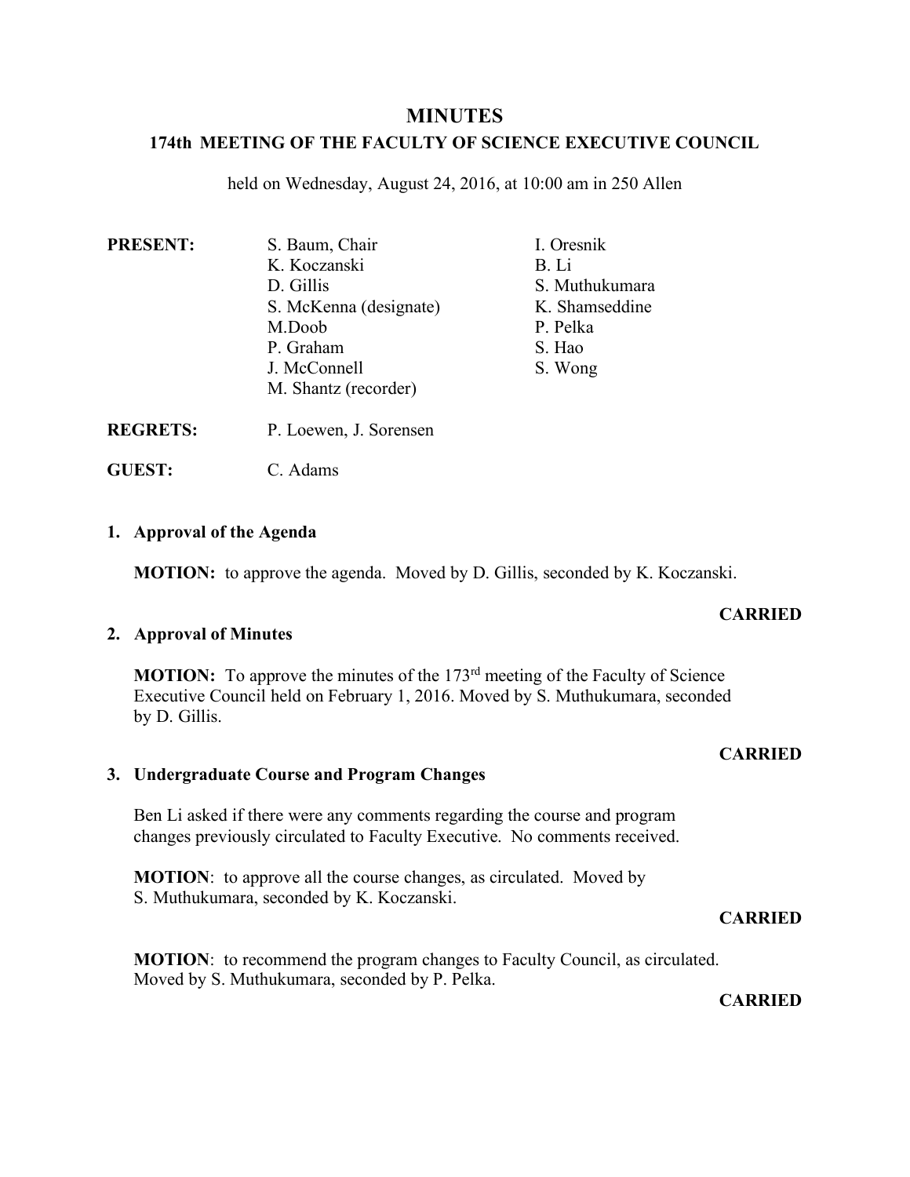# MINUTES

## 174th MEETING OF THE FACULTY OF SCIENCE EXECUTIVE COUNCIL

held on Wednesday, August 24, 2016, at 10:00 am in 250 Allen

**PRESENT:**

S. Baum, Chair
K. Koczanski
D. Gillis
S. McKenna (designate)
M.Doob
P. Graham
J. McConnell
M. Shantz (recorder)
I. Oresnik
B. Li
S. Muthukumara
K. Shamseddine
P. Pelka
S. Hao
S. Wong

**REGRETS:** P. Loewen, J. Sorensen

**GUEST:** C. Adams

### 1. Approval of the Agenda

**MOTION:** to approve the agenda. Moved by D. Gillis, seconded by K. Koczanski.

**CARRIED**

### 2. Approval of Minutes

**MOTION:** To approve the minutes of the 173rd meeting of the Faculty of Science Executive Council held on February 1, 2016. Moved by S. Muthukumara, seconded by D. Gillis.

**CARRIED**

### 3. Undergraduate Course and Program Changes

Ben Li asked if there were any comments regarding the course and program changes previously circulated to Faculty Executive. No comments received.

**MOTION**: to approve all the course changes, as circulated. Moved by S. Muthukumara, seconded by K. Koczanski.

**CARRIED**

**MOTION**: to recommend the program changes to Faculty Council, as circulated. Moved by S. Muthukumara, seconded by P. Pelka.

**CARRIED**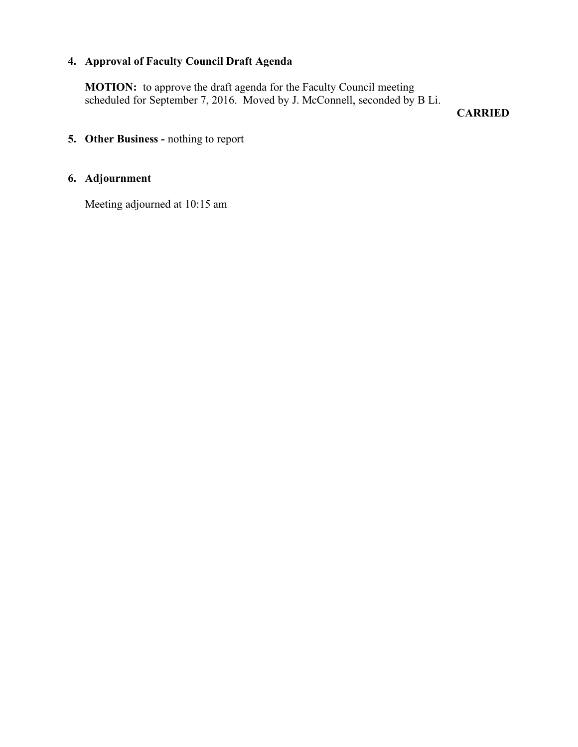**4. Approval of Faculty Council Draft Agenda**

**MOTION:** to approve the draft agenda for the Faculty Council meeting scheduled for September 7, 2016. Moved by J. McConnell, seconded by B Li.

**CARRIED**

**5. Other Business -** nothing to report

**6. Adjournment**

Meeting adjourned at 10:15 am